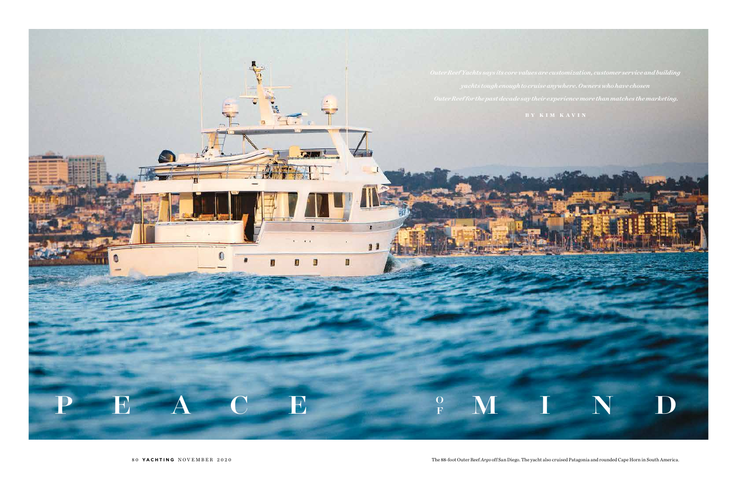# PEACE OF MIND

*Outer Reef Yachts says its core values are customization, customer service and building yachts tough enough to cruise anywhere. Owners who have chosen Outer Reef for the past decade say their experience more than matches the marketing.*

BY KIM KAVIN

The 88-foot Outer Reef *Argo* off San Diego. The yacht also cruised Patagonia and rounded Cape Horn in South America.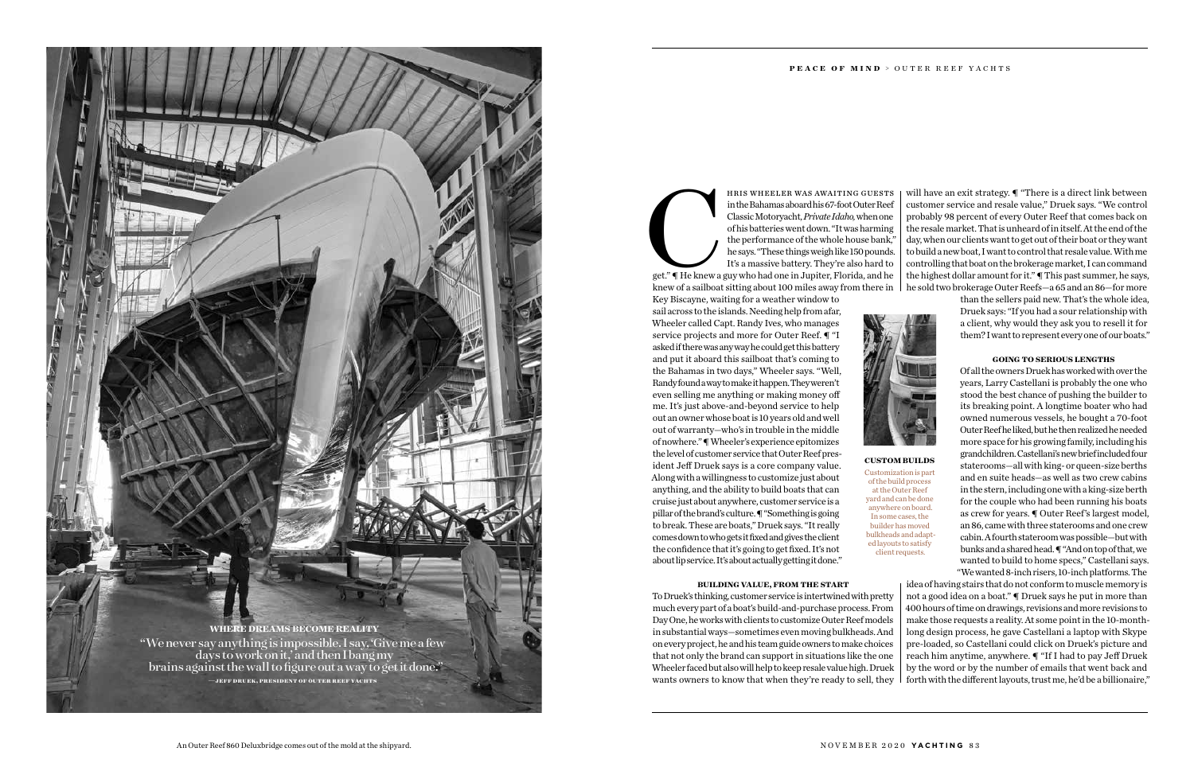"WHERE DREAMS BECOME REALITY"

"We never say anything is impossible. I say, 'Give me a few days to work on it,' and then I bang my brains against the wall to figure out a way to get it done."

—JEFF DRUEK, PRESIDENT OF OUTER REEF YACHTS

An Outer Reef 860 Deluxbridge comes out of the mold at the shipyard.

Chris Wheeler was awaiting guests in the Bahamas aboard his 67-foot Outer Reef Classic Motoryacht, *Private Idaho*, when one of his batteries went down. "It was harming the performance of the whole house bank," he says. "These things weigh like 150 pounds. It's a massive battery. They're also hard to get." ¶ He knew a guy who had one in Jupiter, Florida, and he knew of a sailboat sitting about 100 miles away from there in Key Biscayne, waiting for a weather window to sail across to the islands. Needing help from afar, Wheeler called Capt. Randy Ives, who manages service projects and more for Outer Reef. ¶ "I asked if there was any way he could get this battery and put it aboard this sailboat that's coming to the Bahamas in two days," Wheeler says. "Well, Randy found a way to make it happen. They weren't even selling me anything or making money off me. It's just above-and-beyond service to help out an owner whose boat is 10 years old and well out of warranty—who's in trouble in the middle of nowhere." ¶ Wheeler's experience epitomizes the level of customer service that Outer Reef president Jeff Druek says is a core company value. Along with a willingness to customize just about anything, and the ability to build boats that can cruise just about anywhere, customer service is a pillar of the brand's culture. ¶ "Something is going to break. These are boats," Druek says. "It really comes down to who gets it fixed and gives the client the confidence that it's going to get fixed. It's not about lip service. It's about actually getting it done."

### BUILDING VALUE, FROM THE START

To Druek's thinking, customer service is intertwined with pretty much every part of a boat's build-and-purchase process. From Day One, he works with clients to customize Outer Reef models in substantial ways—sometimes even moving bulkheads. And on every project, he and his team guide owners to make choices that not only the brand can support in situations like the one Wheeler faced but also will help to keep resale value high. Druek wants owners to know that when they're ready to sell, they will have an exit strategy. ¶ "There is a direct link between customer service and resale value," Druek says. "We control probably 98 percent of every Outer Reef that comes back on the resale market. That is unheard of in itself. At the end of the day, when our clients want to get out of their boat or they want to build a new boat, I want to control that resale value. With me controlling that boat on the brokerage market, I can command the highest dollar amount for it." ¶ This past summer, he says, he sold two brokerage Outer Reefs—a 65 and an 86—for more than the sellers paid new. That's the whole idea, Druek says: "If you had a sour relationship with a client, why would they ask you to resell it for them? I want to represent every one of our boats."

**CUSTOM BUILDS**

Customization is part of the build process at the Outer Reef yard and can be done anywhere on board. In some cases, the builder has moved bulkheads and adapted layouts to satisfy client requests.

### GOING TO SERIOUS LENGTHS

Of all the owners Druek has worked with over the years, Larry Castellani is probably the one who stood the best chance of pushing the builder to its breaking point. A longtime boater who had owned numerous vessels, he bought a 70-foot Outer Reef he liked, but he then realized he needed more space for his growing family, including his grandchildren. Castellani's new brief included four staterooms—all with king- or queen-size berths and en suite heads—as well as two crew cabins in the stern, including one with a king-size berth for the couple who had been running his boats as crew for years. ¶ Outer Reef's largest model, an 86, came with three staterooms and one crew cabin. A fourth stateroom was possible—but with bunks and a shared head. ¶ "And on top of that, we wanted to build to home specs," Castellani says. "We wanted 8-inch risers, 10-inch platforms. The idea of having stairs that do not conform to muscle memory is not a good idea on a boat." ¶ Druek says he put in more than 400 hours of time on drawings, revisions and more revisions to make those requests a reality. At some point in the 10-month-long design process, he gave Castellani a laptop with Skype pre-loaded, so Castellani could click on Druek's picture and reach him anytime, anywhere. ¶ "If I had to pay Jeff Druek by the word or by the number of emails that went back and forth with the different layouts, trust me, he'd be a billionaire,"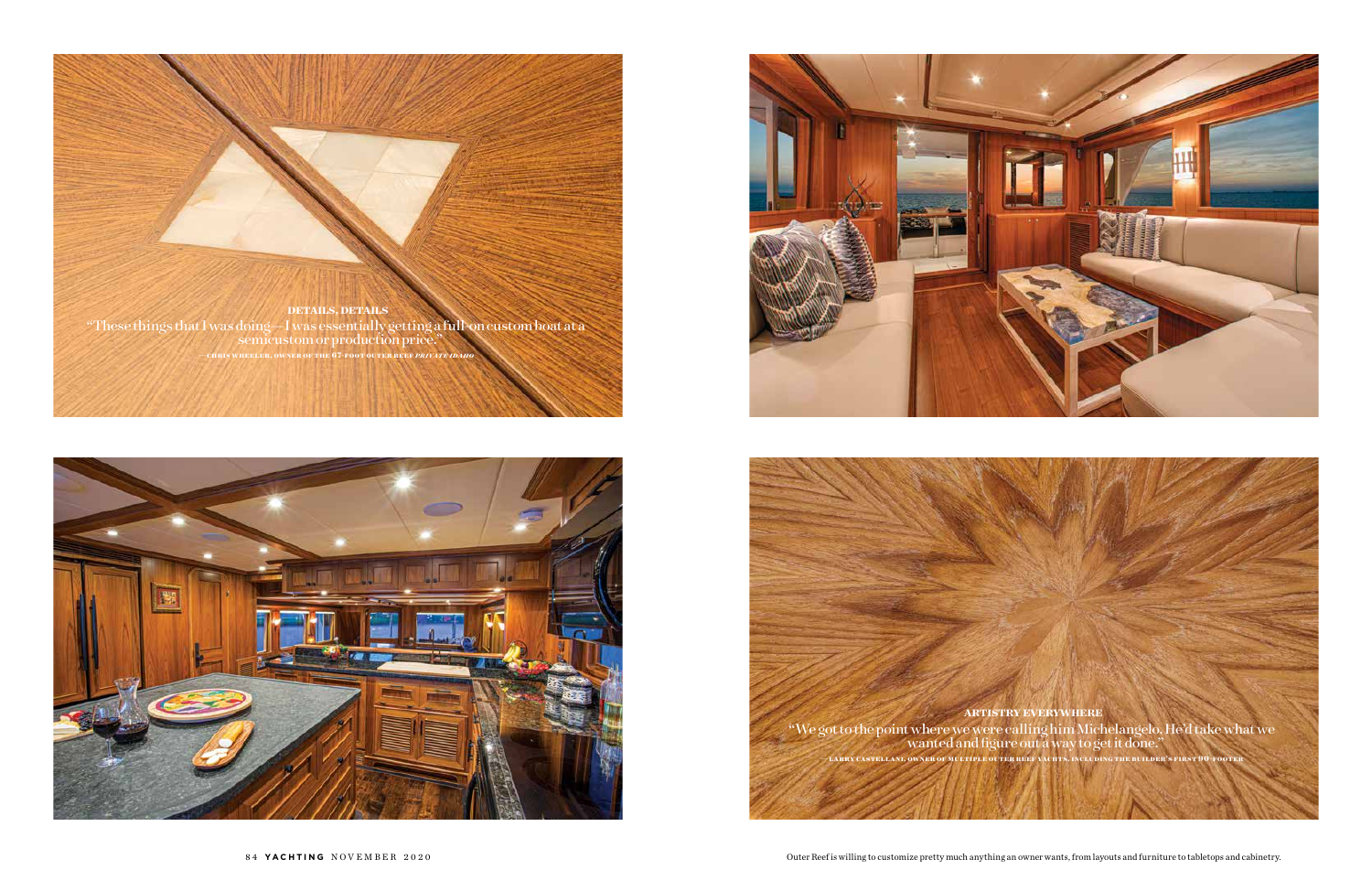**DETAILS, DETAILS**

"These things that I was doing—I was essentially getting a full-on custom boat at a semicustom or production price."

—CHRIS WHEELER, OWNER OF THE 67-FOOT OUTER REEF *PRIVATE IDAHO*

**ARTISTRY EVERYWHERE**

"We got to the point where we were calling him Michelangelo. He'd take what we wanted and figure out a way to get it done."

—LARRY CASTELLANI, OWNER OF MULTIPLE OUTER REEF YACHTS, INCLUDING THE BUILDER'S FIRST 90-FOOTER

Outer Reef is willing to customize pretty much anything an owner wants, from layouts and furniture to tabletops and cabinetry.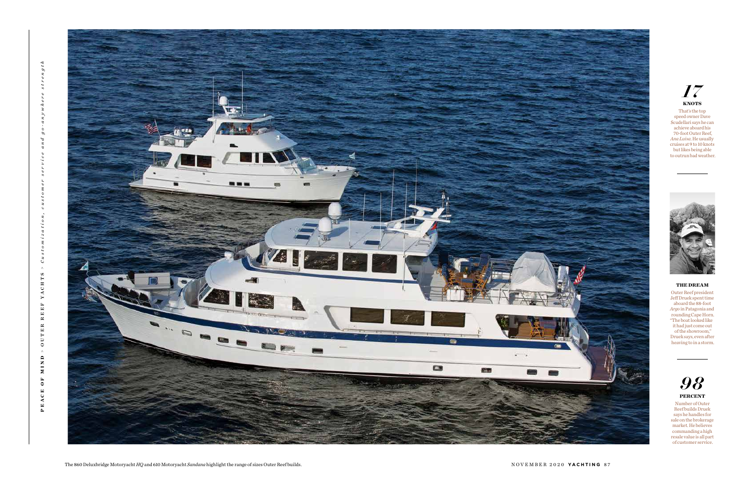## 17
**KNOTS**

That's the top speed owner Dave Scudellari says he can achieve aboard his 70-foot Outer Reef, *Ana Luisa*. He usually cruises at 9 to 10 knots but likes being able to outrun bad weather.

**THE DREAM**

Outer Reef president Jeff Druek spent time aboard the 88-foot *Argo* in Patagonia and rounding Cape Horn. "The boat looked like it had just come out of the showroom," Druek says, even after heaving to in a storm.

## 98
**PERCENT**

Number of Outer Reef builds Druek says he handles for sale on the brokerage market. He believes commanding a high resale value is all part of customer service.

The 860 Deluxbridge Motoryacht *HQ* and 610 Motoryacht *Sandana* highlight the range of sizes Outer Reef builds.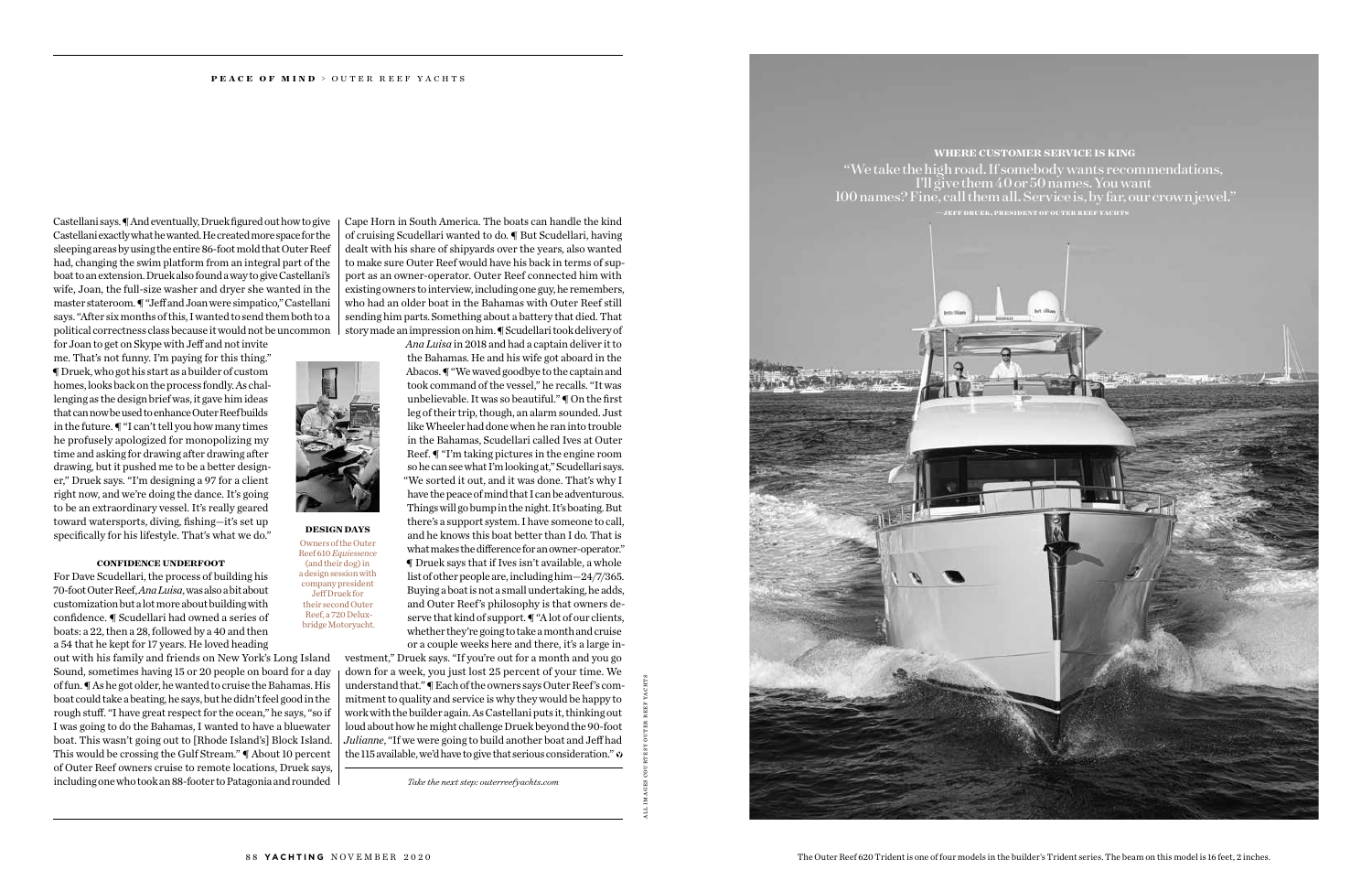Castellani says. ¶ And eventually, Druek figured out how to give Castellani exactly what he wanted. He created more space for the sleeping areas by using the entire 86-foot mold that Outer Reef had, changing the swim platform from an integral part of the boat to an extension. Druek also found a way to give Castellani's wife, Joan, the full-size washer and dryer she wanted in the master stateroom. ¶ "Jeff and Joan were simpatico," Castellani says. "After six months of this, I wanted to send them both to a political correctness class because it would not be uncommon for Joan to get on Skype with Jeff and not invite me. That's not funny. I'm paying for this thing." ¶ Druek, who got his start as a builder of custom homes, looks back on the process fondly. As challenging as the design brief was, it gave him ideas that can now be used to enhance Outer Reef builds in the future. ¶ "I can't tell you how many times he profusely apologized for monopolizing my time and asking for drawing after drawing after drawing, but it pushed me to be a better designer," Druek says. "I'm designing a 97 for a client right now, and we're doing the dance. It's going to be an extraordinary vessel. It's really geared toward watersports, diving, fishing—it's set up specifically for his lifestyle. That's what we do."

**DESIGN DAYS**

Owners of the Outer Reef 610 *Equiessence* (and their dog) in a design session with company president Jeff Druek for their second Outer Reef, a 720 Deluxbridge Motoryacht.

### CONFIDENCE UNDERFOOT

For Dave Scudellari, the process of building his 70-foot Outer Reef, *Ana Luisa*, was also a bit about customization but a lot more about building with confidence. ¶ Scudellari had owned a series of boats: a 22, then a 28, followed by a 40 and then a 54 that he kept for 17 years. He loved heading out with his family and friends on New York's Long Island Sound, sometimes having 15 or 20 people on board for a day of fun. ¶ As he got older, he wanted to cruise the Bahamas. His boat could take a beating, he says, but he didn't feel good in the rough stuff. "I have great respect for the ocean," he says, "so if I was going to do the Bahamas, I wanted to have a bluewater boat. This wasn't going out to [Rhode Island's] Block Island. This would be crossing the Gulf Stream." ¶ About 10 percent of Outer Reef owners cruise to remote locations, Druek says, including one who took an 88-footer to Patagonia and rounded Cape Horn in South America. The boats can handle the kind of cruising Scudellari wanted to do. ¶ But Scudellari, having dealt with his share of shipyards over the years, also wanted to make sure Outer Reef would have his back in terms of support as an owner-operator. Outer Reef connected him with existing owners to interview, including one guy, he remembers, who had an older boat in the Bahamas with Outer Reef still sending him parts. Something about a battery that died. That story made an impression on him. ¶ Scudellari took delivery of *Ana Luisa* in 2018 and had a captain deliver it to the Bahamas. He and his wife got aboard in the Abacos. ¶ "We waved goodbye to the captain and took command of the vessel," he recalls. "It was unbelievable. It was so beautiful." ¶ On the first leg of their trip, though, an alarm sounded. Just like Wheeler had done when he ran into trouble in the Bahamas, Scudellari called Ives at Outer Reef. ¶ "I'm taking pictures in the engine room so he can see what I'm looking at," Scudellari says. "We sorted it out, and it was done. That's why I have the peace of mind that I can be adventurous. Things will go bump in the night. It's boating. But there's a support system. I have someone to call, and he knows this boat better than I do. That is what makes the difference for an owner-operator." ¶ Druek says that if Ives isn't available, a whole list of other people are, including him—24/7/365. Buying a boat is not a small undertaking, he adds, and Outer Reef's philosophy is that owners deserve that kind of support. ¶ "A lot of our clients, whether they're going to take a month and cruise or a couple weeks here and there, it's a large investment," Druek says. "If you're out for a month and you go down for a week, you just lost 25 percent of your time. We understand that." ¶ Each of the owners says Outer Reef's commitment to quality and service is why they would be happy to work with the builder again. As Castellani puts it, thinking out loud about how he might challenge Druek beyond the 90-foot *Julianne*, "If we were going to build another boat and Jeff had the 115 available, we'd have to give that serious consideration."

*Take the next step: outerreefyachts.com*

**WHERE CUSTOMER SERVICE IS KING**

"We take the high road. If somebody wants recommendations, I'll give them 40 or 50 names. You want 100 names? Fine, call them all. Service is, by far, our crown jewel."

—JEFF DRUEK, PRESIDENT OF OUTER REEF YACHTS

The Outer Reef 620 Trident is one of four models in the builder's Trident series. The beam on this model is 16 feet, 2 inches.

ALL IMAGES COURTESY OUTER REEF YACHTS